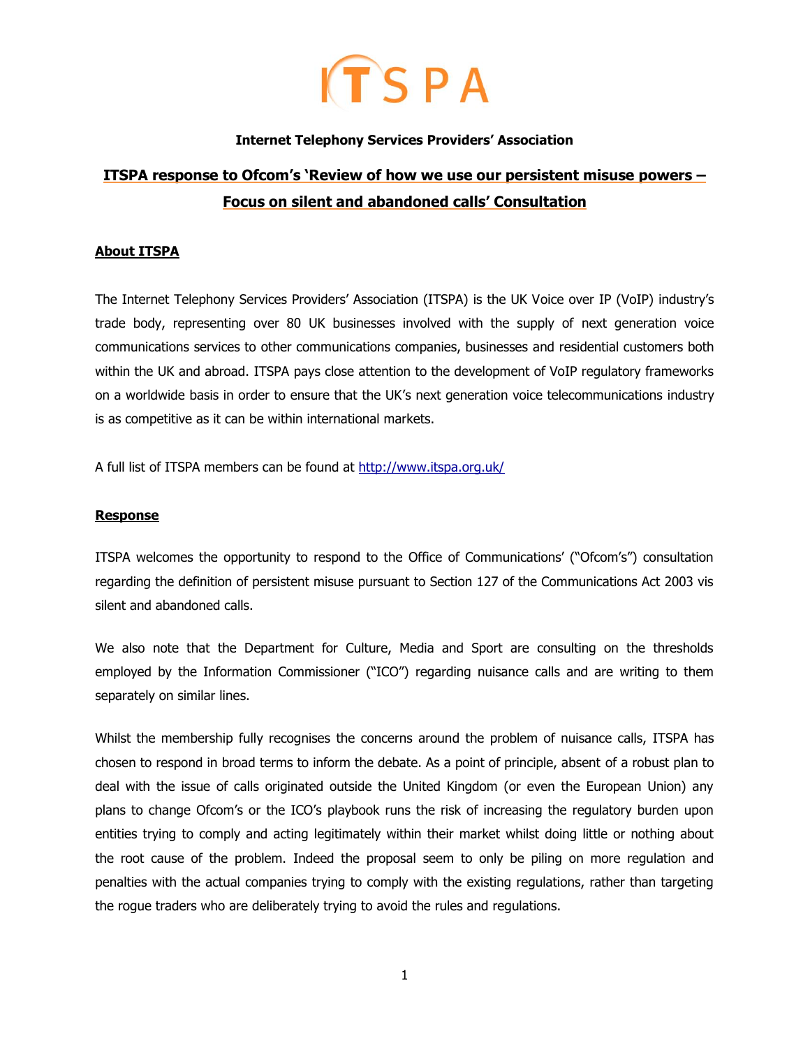# ITSPA

**Internet Telephony Services Providers' Association**

## ITSPA response to Ofcom's 'Review of how we use our persistent misuse powers – Focus on silent and abandoned calls' Consultation

### About ITSPA

The Internet Telephony Services Providers' Association (ITSPA) is the UK Voice over IP (VoIP) industry's trade body, representing over 80 UK businesses involved with the supply of next generation voice communications services to other communications companies, businesses and residential customers both within the UK and abroad. ITSPA pays close attention to the development of VoIP regulatory frameworks on a worldwide basis in order to ensure that the UK's next generation voice telecommunications industry is as competitive as it can be within international markets.

A full list of ITSPA members can be found at http://www.itspa.org.uk/

### Response

ITSPA welcomes the opportunity to respond to the Office of Communications' ("Ofcom's") consultation regarding the definition of persistent misuse pursuant to Section 127 of the Communications Act 2003 vis silent and abandoned calls.

We also note that the Department for Culture, Media and Sport are consulting on the thresholds employed by the Information Commissioner ("ICO") regarding nuisance calls and are writing to them separately on similar lines.

Whilst the membership fully recognises the concerns around the problem of nuisance calls, ITSPA has chosen to respond in broad terms to inform the debate. As a point of principle, absent of a robust plan to deal with the issue of calls originated outside the United Kingdom (or even the European Union) any plans to change Ofcom's or the ICO's playbook runs the risk of increasing the regulatory burden upon entities trying to comply and acting legitimately within their market whilst doing little or nothing about the root cause of the problem. Indeed the proposal seem to only be piling on more regulation and penalties with the actual companies trying to comply with the existing regulations, rather than targeting the rogue traders who are deliberately trying to avoid the rules and regulations.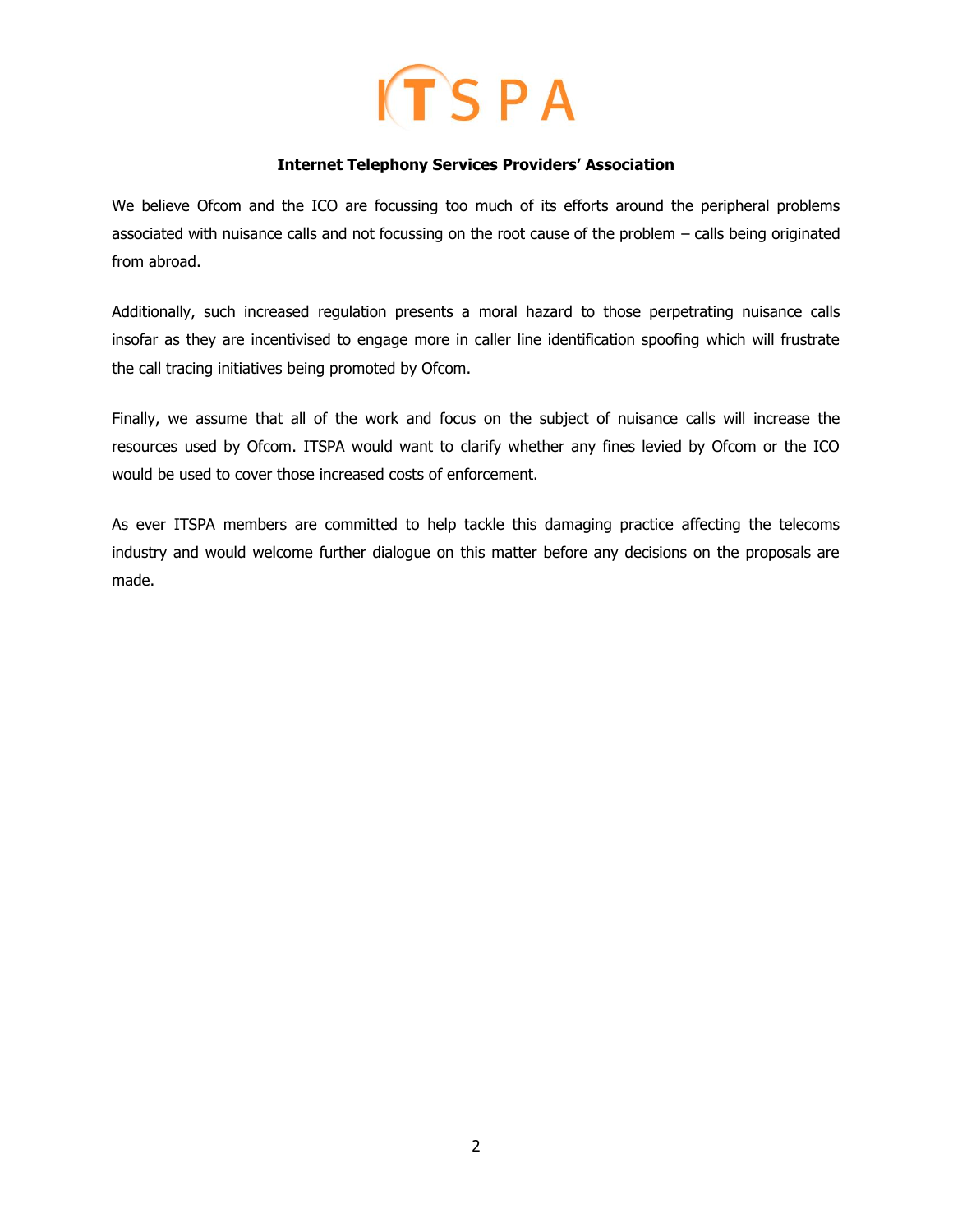**Internet Telephony Services Providers' Association**

We believe Ofcom and the ICO are focussing too much of its efforts around the peripheral problems associated with nuisance calls and not focussing on the root cause of the problem – calls being originated from abroad.

Additionally, such increased regulation presents a moral hazard to those perpetrating nuisance calls insofar as they are incentivised to engage more in caller line identification spoofing which will frustrate the call tracing initiatives being promoted by Ofcom.

Finally, we assume that all of the work and focus on the subject of nuisance calls will increase the resources used by Ofcom. ITSPA would want to clarify whether any fines levied by Ofcom or the ICO would be used to cover those increased costs of enforcement.

As ever ITSPA members are committed to help tackle this damaging practice affecting the telecoms industry and would welcome further dialogue on this matter before any decisions on the proposals are made.